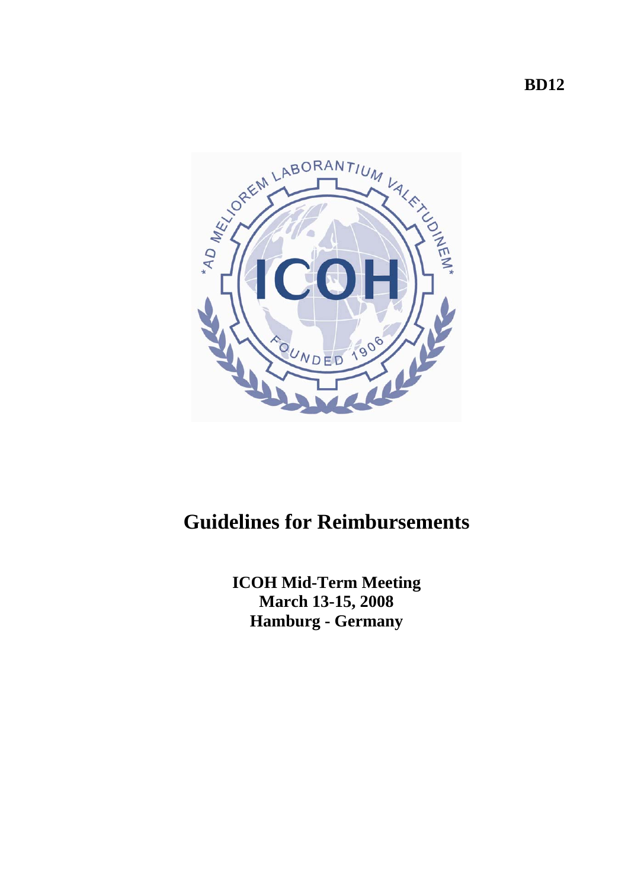**BD12**

# Guidelines for Reimbursements

**ICOH Mid-Term Meeting**
**March 13-15, 2008**
**Hamburg - Germany**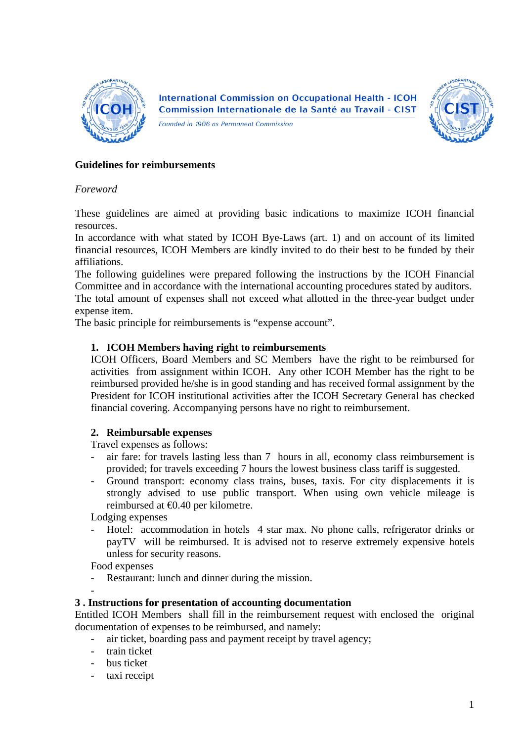International Commission on Occupational Health - ICOH
Commission Internationale de la Santé au Travail - CIST
*Founded in 1906 as Permanent Commission*

**Guidelines for reimbursements**

*Foreword*

These guidelines are aimed at providing basic indications to maximize ICOH financial resources.
In accordance with what stated by ICOH Bye-Laws (art. 1) and on account of its limited financial resources, ICOH Members are kindly invited to do their best to be funded by their affiliations.
The following guidelines were prepared following the instructions by the ICOH Financial Committee and in accordance with the international accounting procedures stated by auditors.
The total amount of expenses shall not exceed what allotted in the three-year budget under expense item.
The basic principle for reimbursements is "expense account".

1. **ICOH Members having right to reimbursements**
   ICOH Officers, Board Members and SC Members have the right to be reimbursed for activities from assignment within ICOH. Any other ICOH Member has the right to be reimbursed provided he/she is in good standing and has received formal assignment by the President for ICOH institutional activities after the ICOH Secretary General has checked financial covering. Accompanying persons have no right to reimbursement.

2. **Reimbursable expenses**
   Travel expenses as follows:
   - air fare: for travels lasting less than 7 hours in all, economy class reimbursement is provided; for travels exceeding 7 hours the lowest business class tariff is suggested.
   - Ground transport: economy class trains, buses, taxis. For city displacements it is strongly advised to use public transport. When using own vehicle mileage is reimbursed at €0.40 per kilometre.

   Lodging expenses
   - Hotel: accommodation in hotels 4 star max. No phone calls, refrigerator drinks or payTV will be reimbursed. It is advised not to reserve extremely expensive hotels unless for security reasons.

   Food expenses
   - Restaurant: lunch and dinner during the mission.
   -

**3 . Instructions for presentation of accounting documentation**

Entitled ICOH Members shall fill in the reimbursement request with enclosed the original documentation of expenses to be reimbursed, and namely:

- air ticket, boarding pass and payment receipt by travel agency;
- train ticket
- bus ticket
- taxi receipt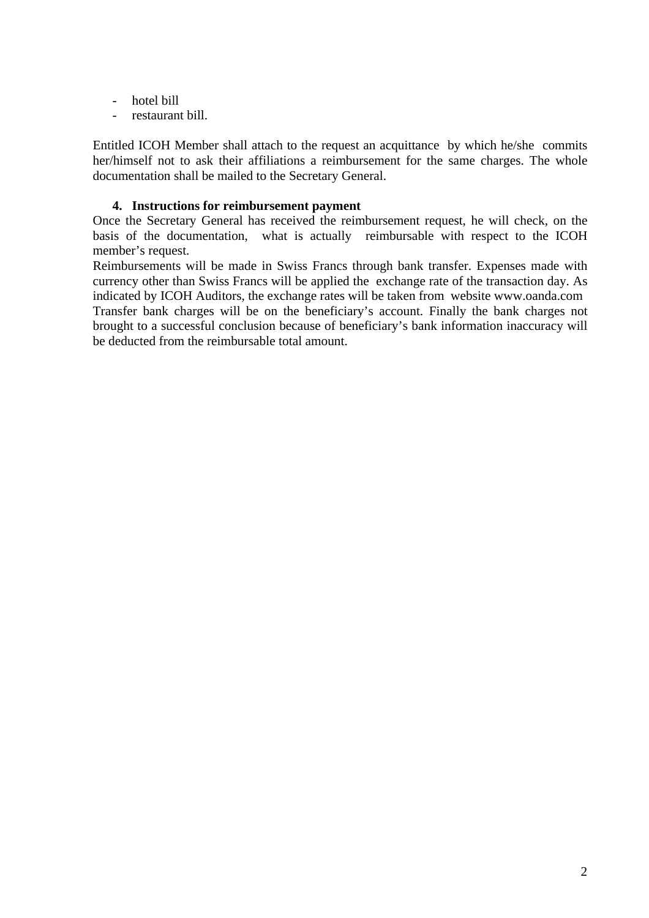- hotel bill
- restaurant bill.

Entitled ICOH Member shall attach to the request an acquittance by which he/she commits her/himself not to ask their affiliations a reimbursement for the same charges. The whole documentation shall be mailed to the Secretary General.

**4. Instructions for reimbursement payment**

Once the Secretary General has received the reimbursement request, he will check, on the basis of the documentation, what is actually reimbursable with respect to the ICOH member's request.

Reimbursements will be made in Swiss Francs through bank transfer. Expenses made with currency other than Swiss Francs will be applied the exchange rate of the transaction day. As indicated by ICOH Auditors, the exchange rates will be taken from website www.oanda.com

Transfer bank charges will be on the beneficiary's account. Finally the bank charges not brought to a successful conclusion because of beneficiary's bank information inaccuracy will be deducted from the reimbursable total amount.